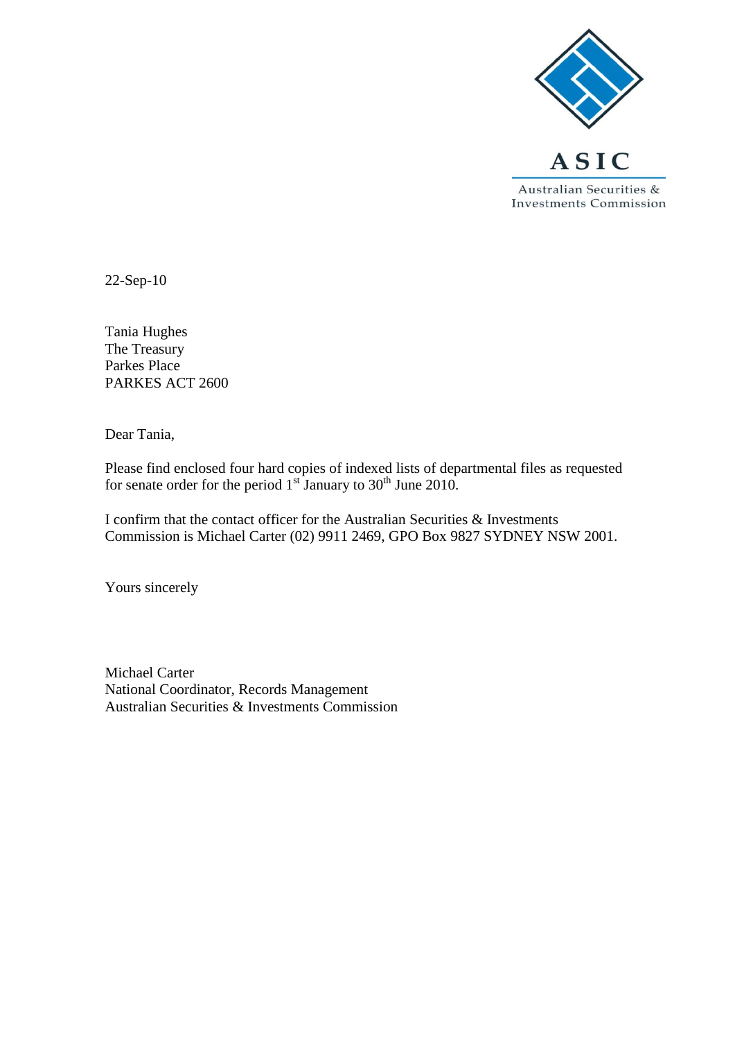ASIC

Australian Securities & Investments Commission

22-Sep-10

Tania Hughes
The Treasury
Parkes Place
PARKES ACT 2600

Dear Tania,

Please find enclosed four hard copies of indexed lists of departmental files as requested for senate order for the period 1st January to 30th June 2010.

I confirm that the contact officer for the Australian Securities & Investments Commission is Michael Carter (02) 9911 2469, GPO Box 9827 SYDNEY NSW 2001.

Yours sincerely

Michael Carter
National Coordinator, Records Management
Australian Securities & Investments Commission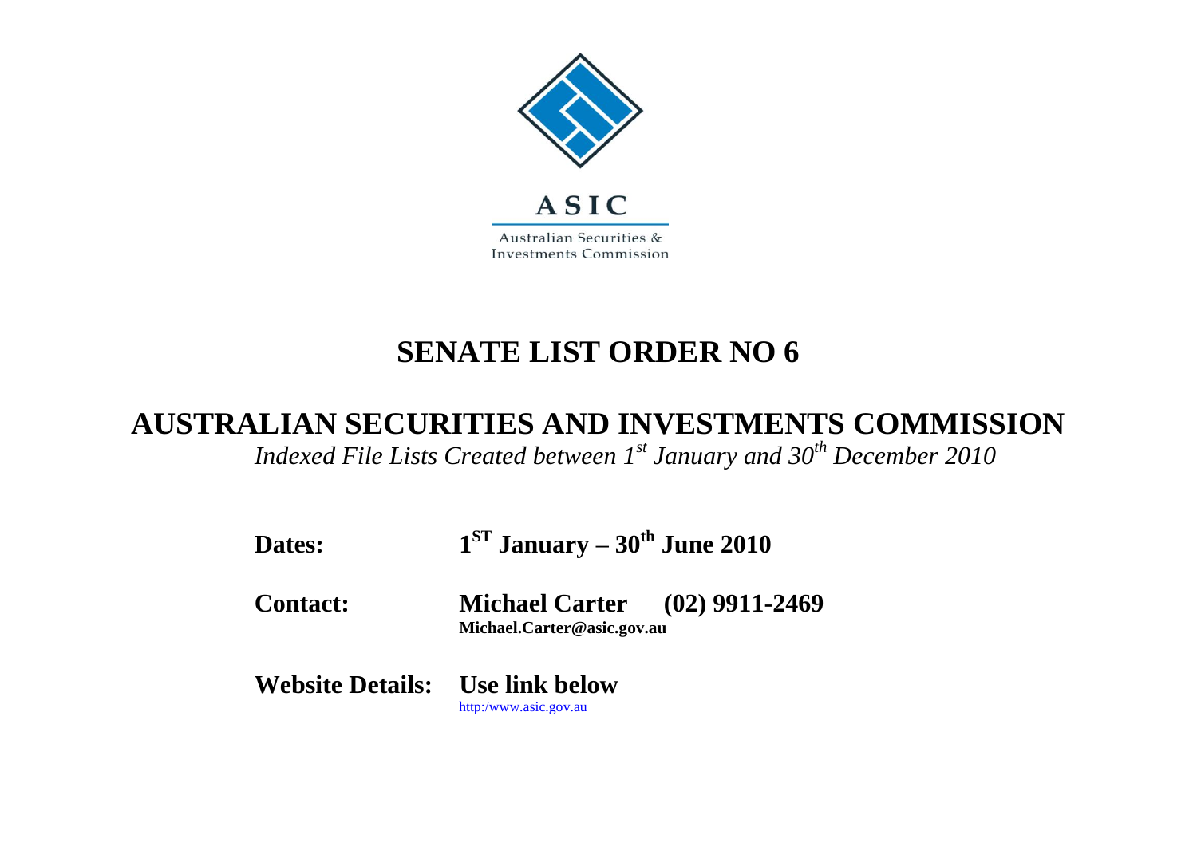ASIC

Australian Securities & Investments Commission

# SENATE LIST ORDER NO 6

## AUSTRALIAN SECURITIES AND INVESTMENTS COMMISSION

*Indexed File Lists Created between 1st January and 30th December 2010*

**Dates:** **1ST January – 30th June 2010**

**Contact:** **Michael Carter (02) 9911-2469**
**Michael.Carter@asic.gov.au**

**Website Details:** **Use link below**
http:/www.asic.gov.au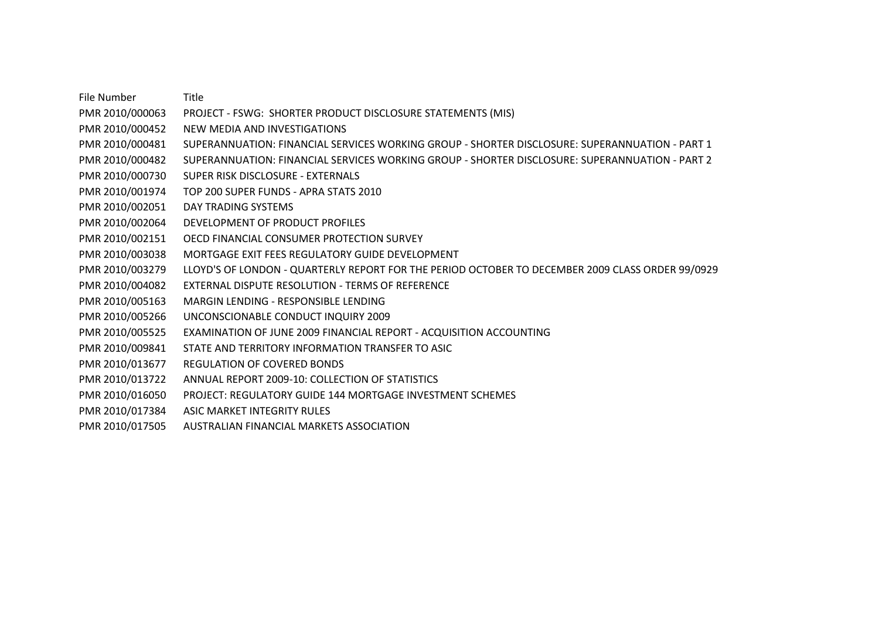| File Number | Title |
| --- | --- |
| PMR 2010/000063 | PROJECT - FSWG: SHORTER PRODUCT DISCLOSURE STATEMENTS (MIS) |
| PMR 2010/000452 | NEW MEDIA AND INVESTIGATIONS |
| PMR 2010/000481 | SUPERANNUATION: FINANCIAL SERVICES WORKING GROUP - SHORTER DISCLOSURE: SUPERANNUATION - PART 1 |
| PMR 2010/000482 | SUPERANNUATION: FINANCIAL SERVICES WORKING GROUP - SHORTER DISCLOSURE: SUPERANNUATION - PART 2 |
| PMR 2010/000730 | SUPER RISK DISCLOSURE - EXTERNALS |
| PMR 2010/001974 | TOP 200 SUPER FUNDS - APRA STATS 2010 |
| PMR 2010/002051 | DAY TRADING SYSTEMS |
| PMR 2010/002064 | DEVELOPMENT OF PRODUCT PROFILES |
| PMR 2010/002151 | OECD FINANCIAL CONSUMER PROTECTION SURVEY |
| PMR 2010/003038 | MORTGAGE EXIT FEES REGULATORY GUIDE DEVELOPMENT |
| PMR 2010/003279 | LLOYD'S OF LONDON - QUARTERLY REPORT FOR THE PERIOD OCTOBER TO DECEMBER 2009 CLASS ORDER 99/0929 |
| PMR 2010/004082 | EXTERNAL DISPUTE RESOLUTION - TERMS OF REFERENCE |
| PMR 2010/005163 | MARGIN LENDING - RESPONSIBLE LENDING |
| PMR 2010/005266 | UNCONSCIONABLE CONDUCT INQUIRY 2009 |
| PMR 2010/005525 | EXAMINATION OF JUNE 2009 FINANCIAL REPORT - ACQUISITION ACCOUNTING |
| PMR 2010/009841 | STATE AND TERRITORY INFORMATION TRANSFER TO ASIC |
| PMR 2010/013677 | REGULATION OF COVERED BONDS |
| PMR 2010/013722 | ANNUAL REPORT 2009-10: COLLECTION OF STATISTICS |
| PMR 2010/016050 | PROJECT: REGULATORY GUIDE 144 MORTGAGE INVESTMENT SCHEMES |
| PMR 2010/017384 | ASIC MARKET INTEGRITY RULES |
| PMR 2010/017505 | AUSTRALIAN FINANCIAL MARKETS ASSOCIATION |